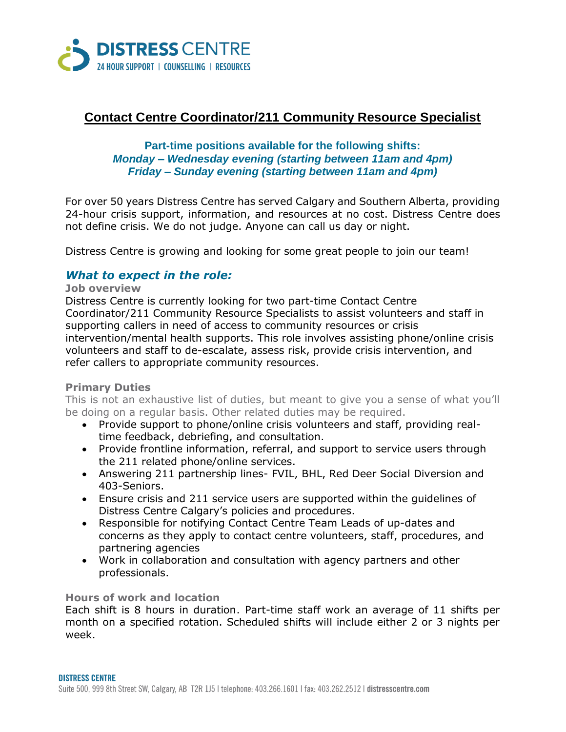# Contact Centre Coordinator/211 Community Resource Specialist

**Part-time positions available for the following shifts:**
***Monday – Wednesday evening (starting between 11am and 4pm)***
***Friday – Sunday evening (starting between 11am and 4pm)***

For over 50 years Distress Centre has served Calgary and Southern Alberta, providing 24-hour crisis support, information, and resources at no cost. Distress Centre does not define crisis. We do not judge. Anyone can call us day or night.

Distress Centre is growing and looking for some great people to join our team!

## *What to expect in the role:*

### Job overview

Distress Centre is currently looking for two part-time Contact Centre Coordinator/211 Community Resource Specialists to assist volunteers and staff in supporting callers in need of access to community resources or crisis intervention/mental health supports. This role involves assisting phone/online crisis volunteers and staff to de-escalate, assess risk, provide crisis intervention, and refer callers to appropriate community resources.

### Primary Duties

This is not an exhaustive list of duties, but meant to give you a sense of what you'll be doing on a regular basis. Other related duties may be required.

- Provide support to phone/online crisis volunteers and staff, providing real-time feedback, debriefing, and consultation.
- Provide frontline information, referral, and support to service users through the 211 related phone/online services.
- Answering 211 partnership lines- FVIL, BHL, Red Deer Social Diversion and 403-Seniors.
- Ensure crisis and 211 service users are supported within the guidelines of Distress Centre Calgary's policies and procedures.
- Responsible for notifying Contact Centre Team Leads of up-dates and concerns as they apply to contact centre volunteers, staff, procedures, and partnering agencies
- Work in collaboration and consultation with agency partners and other professionals.

### Hours of work and location

Each shift is 8 hours in duration. Part-time staff work an average of 11 shifts per month on a specified rotation. Scheduled shifts will include either 2 or 3 nights per week.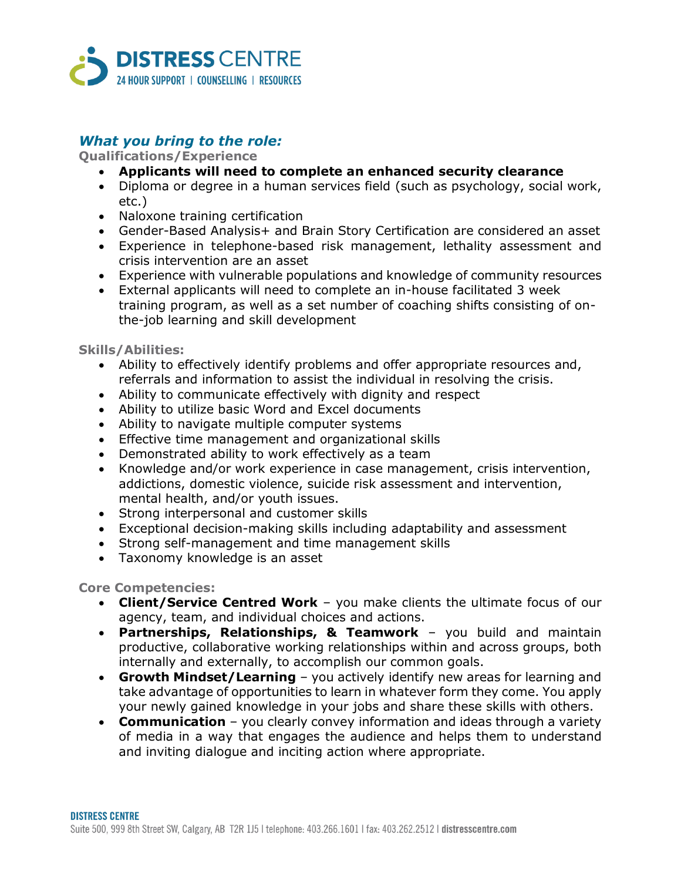## *What you bring to the role:*

### Qualifications/Experience

- **Applicants will need to complete an enhanced security clearance**
- Diploma or degree in a human services field (such as psychology, social work, etc.)
- Naloxone training certification
- Gender-Based Analysis+ and Brain Story Certification are considered an asset
- Experience in telephone-based risk management, lethality assessment and crisis intervention are an asset
- Experience with vulnerable populations and knowledge of community resources
- External applicants will need to complete an in-house facilitated 3 week training program, as well as a set number of coaching shifts consisting of on-the-job learning and skill development

### Skills/Abilities:

- Ability to effectively identify problems and offer appropriate resources and, referrals and information to assist the individual in resolving the crisis.
- Ability to communicate effectively with dignity and respect
- Ability to utilize basic Word and Excel documents
- Ability to navigate multiple computer systems
- Effective time management and organizational skills
- Demonstrated ability to work effectively as a team
- Knowledge and/or work experience in case management, crisis intervention, addictions, domestic violence, suicide risk assessment and intervention, mental health, and/or youth issues.
- Strong interpersonal and customer skills
- Exceptional decision-making skills including adaptability and assessment
- Strong self-management and time management skills
- Taxonomy knowledge is an asset

### Core Competencies:

- **Client/Service Centred Work** – you make clients the ultimate focus of our agency, team, and individual choices and actions.
- **Partnerships, Relationships, & Teamwork** – you build and maintain productive, collaborative working relationships within and across groups, both internally and externally, to accomplish our common goals.
- **Growth Mindset/Learning** – you actively identify new areas for learning and take advantage of opportunities to learn in whatever form they come. You apply your newly gained knowledge in your jobs and share these skills with others.
- **Communication** – you clearly convey information and ideas through a variety of media in a way that engages the audience and helps them to understand and inviting dialogue and inciting action where appropriate.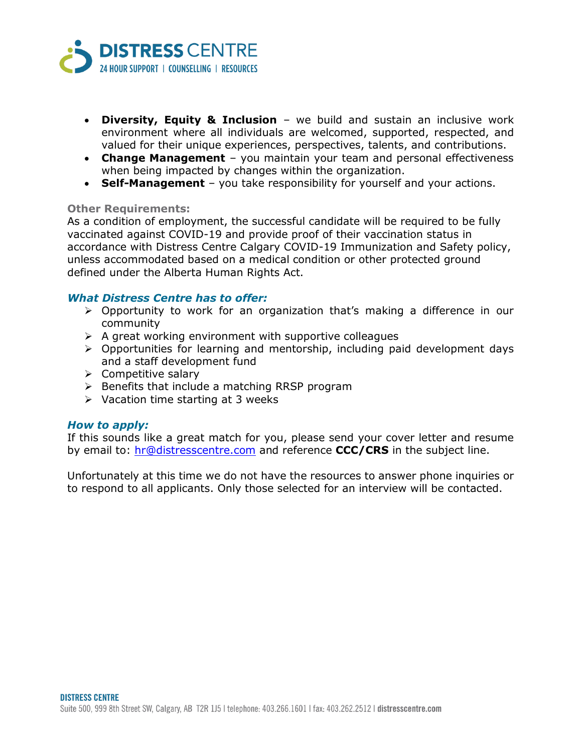- **Diversity, Equity & Inclusion** – we build and sustain an inclusive work environment where all individuals are welcomed, supported, respected, and valued for their unique experiences, perspectives, talents, and contributions.
- **Change Management** – you maintain your team and personal effectiveness when being impacted by changes within the organization.
- **Self-Management** – you take responsibility for yourself and your actions.

**Other Requirements:**

As a condition of employment, the successful candidate will be required to be fully vaccinated against COVID-19 and provide proof of their vaccination status in accordance with Distress Centre Calgary COVID-19 Immunization and Safety policy, unless accommodated based on a medical condition or other protected ground defined under the Alberta Human Rights Act.

***What Distress Centre has to offer:***

- Opportunity to work for an organization that's making a difference in our community
- A great working environment with supportive colleagues
- Opportunities for learning and mentorship, including paid development days and a staff development fund
- Competitive salary
- Benefits that include a matching RRSP program
- Vacation time starting at 3 weeks

***How to apply:***

If this sounds like a great match for you, please send your cover letter and resume by email to: hr@distresscentre.com and reference **CCC/CRS** in the subject line.

Unfortunately at this time we do not have the resources to answer phone inquiries or to respond to all applicants. Only those selected for an interview will be contacted.